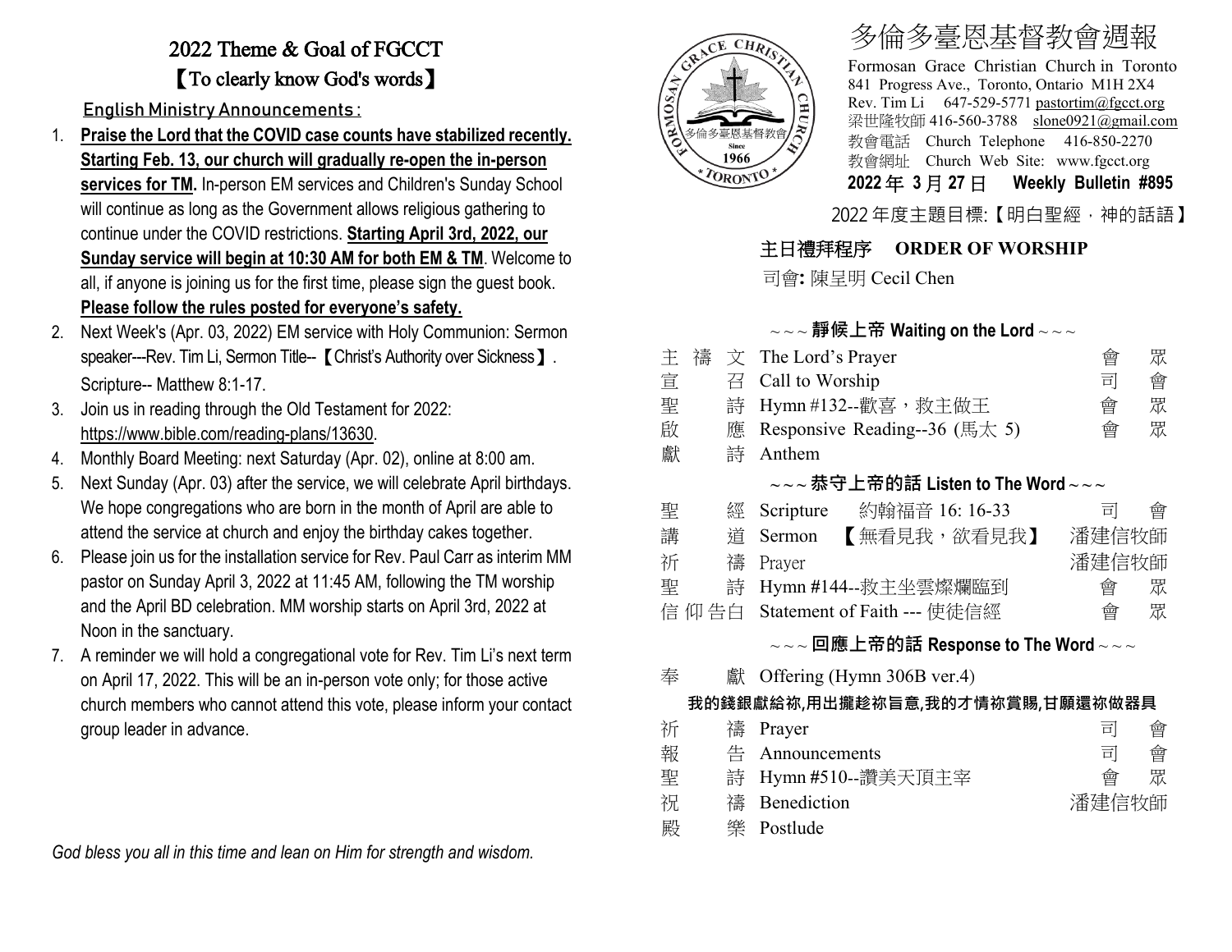# 2022 Theme & Goal of FGCCT

## 【To clearly know God's words】

**English Ministry Announcements :**

1. **Praise the Lord that the COVID case counts have stabilized recently. Starting Feb. 13, our church will gradually re-open the in-person services for TM.** In-person EM services and Children's Sunday School will continue as long as the Government allows religious gathering to continue under the COVID restrictions. **Starting April 3rd, 2022, our Sunday service will begin at 10:30 AM for both EM & TM**. Welcome to all, if anyone is joining us for the first time, please sign the guest book. **Please follow the rules posted for everyone's safety.**
2. Next Week's (Apr. 03, 2022) EM service with Holy Communion: Sermon speaker---Rev. Tim Li, Sermon Title--【Christ's Authority over Sickness】. Scripture-- Matthew 8:1-17.
3. Join us in reading through the Old Testament for 2022: https://www.bible.com/reading-plans/13630.
4. Monthly Board Meeting: next Saturday (Apr. 02), online at 8:00 am.
5. Next Sunday (Apr. 03) after the service, we will celebrate April birthdays. We hope congregations who are born in the month of April are able to attend the service at church and enjoy the birthday cakes together.
6. Please join us for the installation service for Rev. Paul Carr as interim MM pastor on Sunday April 3, 2022 at 11:45 AM, following the TM worship and the April BD celebration. MM worship starts on April 3rd, 2022 at Noon in the sanctuary.
7. A reminder we will hold a congregational vote for Rev. Tim Li's next term on April 17, 2022. This will be an in-person vote only; for those active church members who cannot attend this vote, please inform your contact group leader in advance.

*God bless you all in this time and lean on Him for strength and wisdom.*

# 多倫多臺恩基督教會週報

Formosan Grace Christian Church in Toronto
841 Progress Ave., Toronto, Ontario M1H 2X4
Rev. Tim Li 647-529-5771 pastortim@fgcct.org
梁世隆牧師 416-560-3788 slone0921@gmail.com
教會電話 Church Telephone 416-850-2270
教會網址 Church Web Site: www.fgcct.org

**2022 年 3 月 27 日 Weekly Bulletin #895**

2022 年度主題目標:【明白聖經，神的話語】

## 主日禮拜程序 ORDER OF WORSHIP

司會**:** 陳呈明 Cecil Chen

### ~~~ 靜候上帝 Waiting on the Lord ~~~

| | | |
|---|---|---|
| 主禱文 | The Lord's Prayer | 會眾 |
| 宣召 | Call to Worship | 司會 |
| 聖詩 | Hymn #132--歡喜，救主做王 | 會眾 |
| 啟應 | Responsive Reading--36 (馬太 5) | 會眾 |
| 獻詩 | Anthem | |

### ~~~ 恭守上帝的話 Listen to The Word ~~~

| | | |
|---|---|---|
| 聖經 | Scripture 約翰福音 16: 16-33 | 司會 |
| 講道 | Sermon 【無看見我，欲看見我】 | 潘建信牧師 |
| 祈禱 | Prayer | 潘建信牧師 |
| 聖詩 | Hymn #144--救主坐雲燦爛臨到 | 會眾 |
| 信仰告白 | Statement of Faith --- 使徒信經 | 會眾 |

### ~~~ 回應上帝的話 Response to The Word ~~~

| | | |
|---|---|---|
| 奉獻 | Offering (Hymn 306B ver.4) | |

**我的錢銀獻給祢,用出攏趁祢旨意,我的才情祢賞賜,甘願還祢做器具**

| | | |
|---|---|---|
| 祈禱 | Prayer | 司會 |
| 報告 | Announcements | 司會 |
| 聖詩 | Hymn #510--讚美天頂主宰 | 會眾 |
| 祝禱 | Benediction | 潘建信牧師 |
| 殿樂 | Postlude | |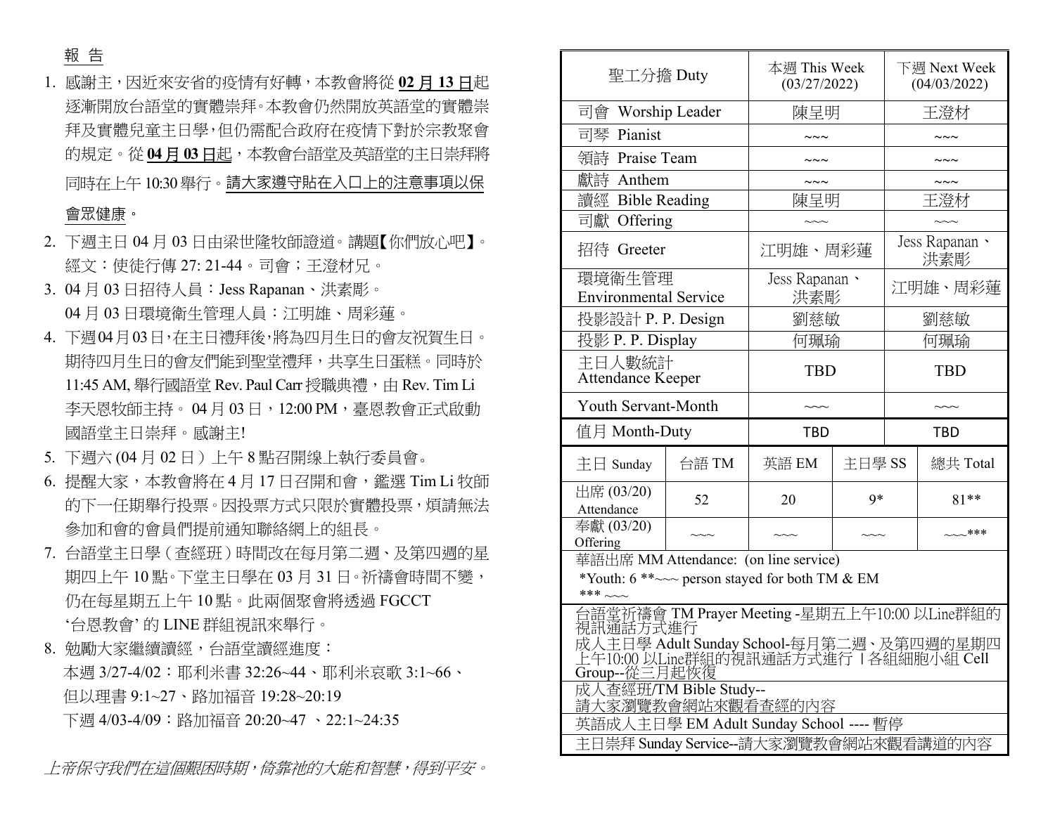報 告

1. 感謝主，因近來安省的疫情有好轉，本教會將從 **02 月 13 日**起逐漸開放台語堂的實體崇拜。本教會仍然開放英語堂的實體崇拜及實體兒童主日學，但仍需配合政府在疫情下對於宗教聚會的規定。從 **04 月 03 日**起，本教會台語堂及英語堂的主日崇拜將同時在上午 10:30 舉行。請大家遵守貼在入口上的注意事項以保會眾健康。
2. 下週主日 04 月 03 日由梁世隆牧師證道。講題【你們放心吧】。經文：使徒行傳 27: 21-44。司會；王澄材兄。
3. 04 月 03 日招待人員：Jess Rapanan、洪素彫。
   04 月 03 日環境衛生管理人員：江明雄、周彩蓮。
4. 下週 04 月 03 日，在主日禮拜後，將為四月生日的會友祝賀生日。期待四月生日的會友們能到聖堂禮拜，共享生日蛋糕。同時於 11:45 AM, 舉行國語堂 Rev. Paul Carr 授職典禮，由 Rev. Tim Li 李天恩牧師主持。 04 月 03 日，12:00 PM，臺恩教會正式啟動國語堂主日崇拜。感謝主!
5. 下週六 (04 月 02 日）上午 8 點召開線上執行委員會。
6. 提醒大家，本教會將在 4 月 17 日召開和會，鑑選 Tim Li 牧師的下一任期舉行投票。因投票方式只限於實體投票，煩請無法參加和會的會員們提前通知聯絡網上的組長。
7. 台語堂主日學（查經班）時間改在每月第二週、及第四週的星期四上午 10 點。下堂主日學在 03 月 31 日。祈禱會時間不變，仍在每星期五上午 10 點。此兩個聚會將透過 FGCCT '台恩教會' 的 LINE 群組視訊來舉行。
8. 勉勵大家繼續讀經，台語堂讀經進度：
   本週 3/27-4/02：耶利米書 32:26~44、耶利米哀歌 3:1~66、但以理書 9:1~27、路加福音 19:28~20:19
   下週 4/03-4/09：路加福音 20:20~47 、22:1~24:35

*上帝保守我們在這個艱困時期，倚靠祂的大能和智慧，得到平安。*

| 聖工分擔 Duty | 本週 This Week (03/27/2022) | 下週 Next Week (04/03/2022) |
|---|---|---|
| 司會 Worship Leader | 陳呈明 | 王澄材 |
| 司琴 Pianist | ~~~ | ~~~ |
| 領詩 Praise Team | ~~~ | ~~~ |
| 獻詩 Anthem | ~~~ | ~~~ |
| 讀經 Bible Reading | 陳呈明 | 王澄材 |
| 司獻 Offering | ~~~ | ~~~ |
| 招待 Greeter | 江明雄、周彩蓮 | Jess Rapanan、洪素彫 |
| 環境衛生管理 Environmental Service | Jess Rapanan、洪素彫 | 江明雄、周彩蓮 |
| 投影設計 P. P. Design | 劉慈敏 | 劉慈敏 |
| 投影 P. P. Display | 何珮瑜 | 何珮瑜 |
| 主日人數統計 Attendance Keeper | TBD | TBD |
| Youth Servant-Month | ~~~ | ~~~ |
| 值月 Month-Duty | TBD | TBD |

| 主日 Sunday | 台語 TM | 英語 EM | 主日學 SS | 總共 Total |
|---|---|---|---|---|
| 出席 (03/20) Attendance | 52 | 20 | 9* | 81** |
| 奉獻 (03/20) Offering | ~~~ | ~~~ | ~~~ | ~~~*** |

華語出席 MM Attendance: (on line service)

*Youth: 6 **~~~ person stayed for both TM & EM

*** ~~~

台語堂祈禱會 TM Prayer Meeting -星期五上午10:00 以Line群組的視訊通話方式進行

成人主日學 Adult Sunday School-每月第二週、及第四週的星期四上午10:00 以Line群組的視訊通話方式進行 | 各組細胞小組 Cell Group--從三月起恢復

成人查經班/TM Bible Study--請大家瀏覽教會網站來觀看查經的內容

英語成人主日學 EM Adult Sunday School ---- 暫停

主日崇拜 Sunday Service--請大家瀏覽教會網站來觀看講道的內容